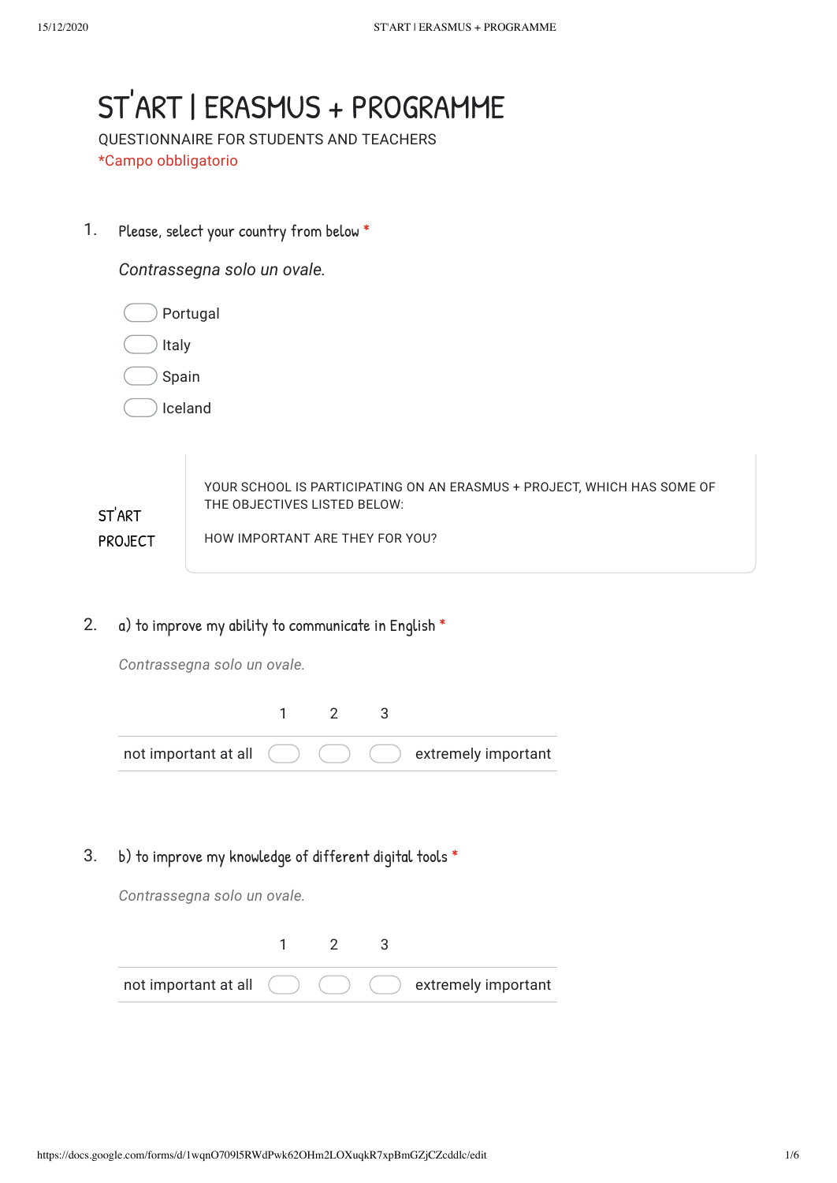# ST'ART | ERASMUS + PROGRAMME

QUESTIONNAIRE FOR STUDENTS AND TEACHERS

*Campo obbligatorio

1. Please, select your country from below *

   *Contrassegna solo un ovale.*

   - Portugal
   - Italy
   - Spain
   - Iceland

**ST'ART PROJECT**

YOUR SCHOOL IS PARTICIPATING ON AN ERASMUS + PROJECT, WHICH HAS SOME OF THE OBJECTIVES LISTED BELOW:

HOW IMPORTANT ARE THEY FOR YOU?

2. a) to improve my ability to communicate in English *

   *Contrassegna solo un ovale.*

|  | 1 | 2 | 3 |  |
|---|---|---|---|---|
| not important at all |  |  |  | extremely important |

3. b) to improve my knowledge of different digital tools *

   *Contrassegna solo un ovale.*

|  | 1 | 2 | 3 |  |
|---|---|---|---|---|
| not important at all |  |  |  | extremely important |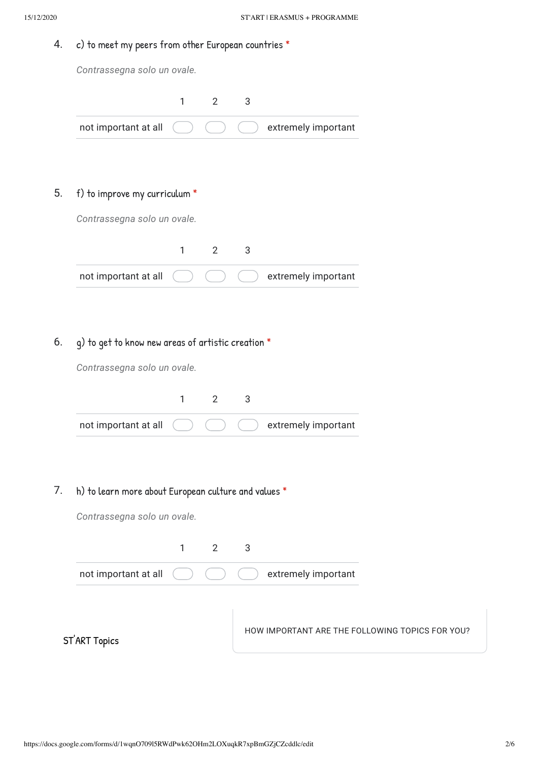4. c) to meet my peers from other European countries *

*Contrassegna solo un ovale.*

| | 1 | 2 | 3 | |
|---|---|---|---|---|
| not important at all | ◯ | ◯ | ◯ | extremely important |

5. f) to improve my curriculum *

*Contrassegna solo un ovale.*

| | 1 | 2 | 3 | |
|---|---|---|---|---|
| not important at all | ◯ | ◯ | ◯ | extremely important |

6. g) to get to know new areas of artistic creation *

*Contrassegna solo un ovale.*

| | 1 | 2 | 3 | |
|---|---|---|---|---|
| not important at all | ◯ | ◯ | ◯ | extremely important |

7. h) to learn more about European culture and values *

*Contrassegna solo un ovale.*

| | 1 | 2 | 3 | |
|---|---|---|---|---|
| not important at all | ◯ | ◯ | ◯ | extremely important |

## ST'ART Topics

HOW IMPORTANT ARE THE FOLLOWING TOPICS FOR YOU?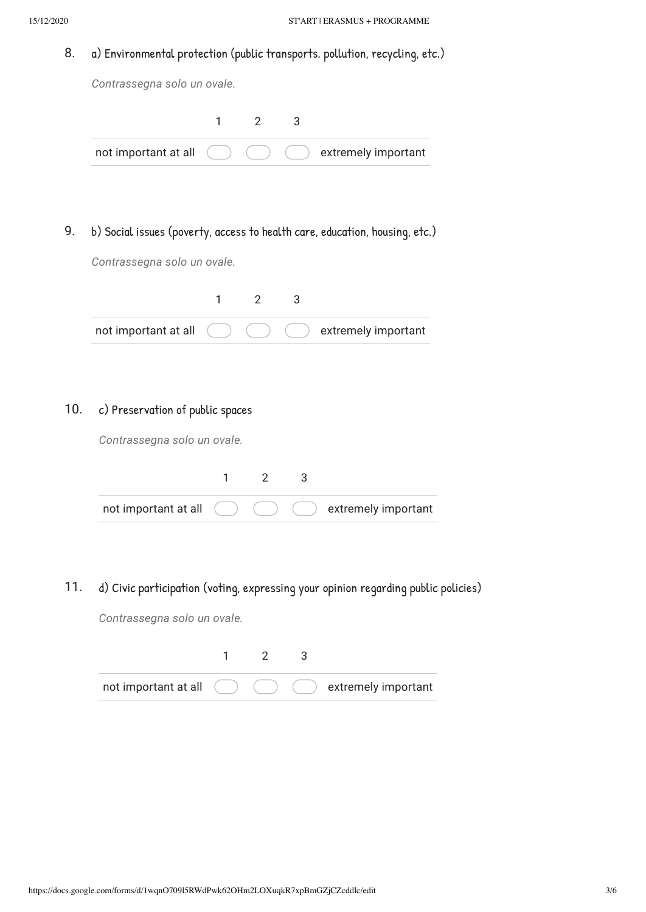8. a) Environmental protection (public transports. pollution, recycling, etc.)

*Contrassegna solo un ovale.*

| | 1 | 2 | 3 | |
|---|---|---|---|---|
| not important at all | ◯ | ◯ | ◯ | extremely important |

9. b) Social issues (poverty, access to health care, education, housing, etc.)

*Contrassegna solo un ovale.*

| | 1 | 2 | 3 | |
|---|---|---|---|---|
| not important at all | ◯ | ◯ | ◯ | extremely important |

10. c) Preservation of public spaces

*Contrassegna solo un ovale.*

| | 1 | 2 | 3 | |
|---|---|---|---|---|
| not important at all | ◯ | ◯ | ◯ | extremely important |

11. d) Civic participation (voting, expressing your opinion regarding public policies)

*Contrassegna solo un ovale.*

| | 1 | 2 | 3 | |
|---|---|---|---|---|
| not important at all | ◯ | ◯ | ◯ | extremely important |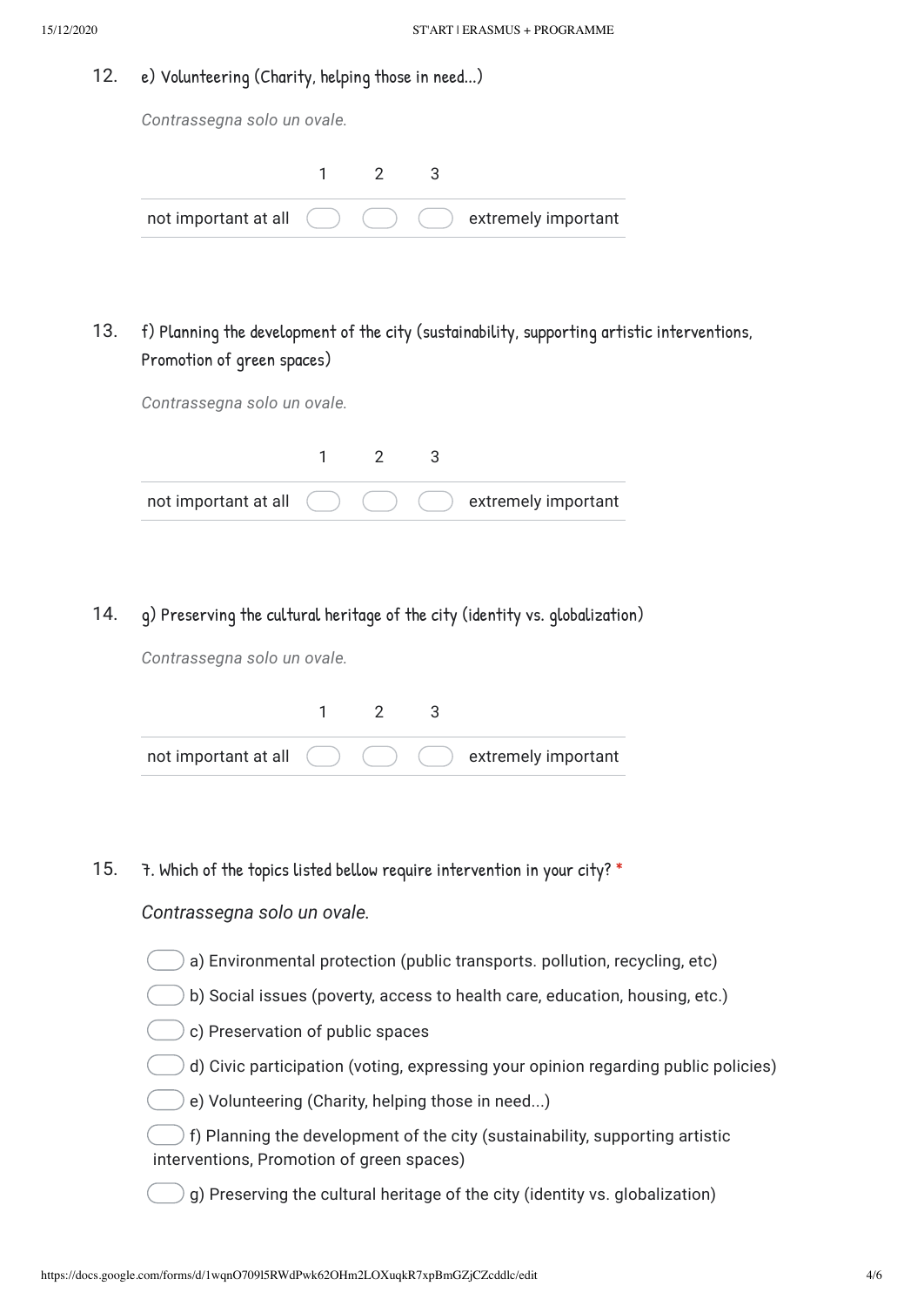12. e) Volunteering (Charity, helping those in need...)

*Contrassegna solo un ovale.*

| | 1 | 2 | 3 | |
|---|---|---|---|---|
| not important at all | ◯ | ◯ | ◯ | extremely important |

13. f) Planning the development of the city (sustainability, supporting artistic interventions, Promotion of green spaces)

*Contrassegna solo un ovale.*

| | 1 | 2 | 3 | |
|---|---|---|---|---|
| not important at all | ◯ | ◯ | ◯ | extremely important |

14. g) Preserving the cultural heritage of the city (identity vs. globalization)

*Contrassegna solo un ovale.*

| | 1 | 2 | 3 | |
|---|---|---|---|---|
| not important at all | ◯ | ◯ | ◯ | extremely important |

15. 7. Which of the topics listed bellow require intervention in your city? *

*Contrassegna solo un ovale.*

- ◯ a) Environmental protection (public transports. pollution, recycling, etc)
- ◯ b) Social issues (poverty, access to health care, education, housing, etc.)
- ◯ c) Preservation of public spaces
- ◯ d) Civic participation (voting, expressing your opinion regarding public policies)
- ◯ e) Volunteering (Charity, helping those in need...)
- ◯ f) Planning the development of the city (sustainability, supporting artistic interventions, Promotion of green spaces)
- ◯ g) Preserving the cultural heritage of the city (identity vs. globalization)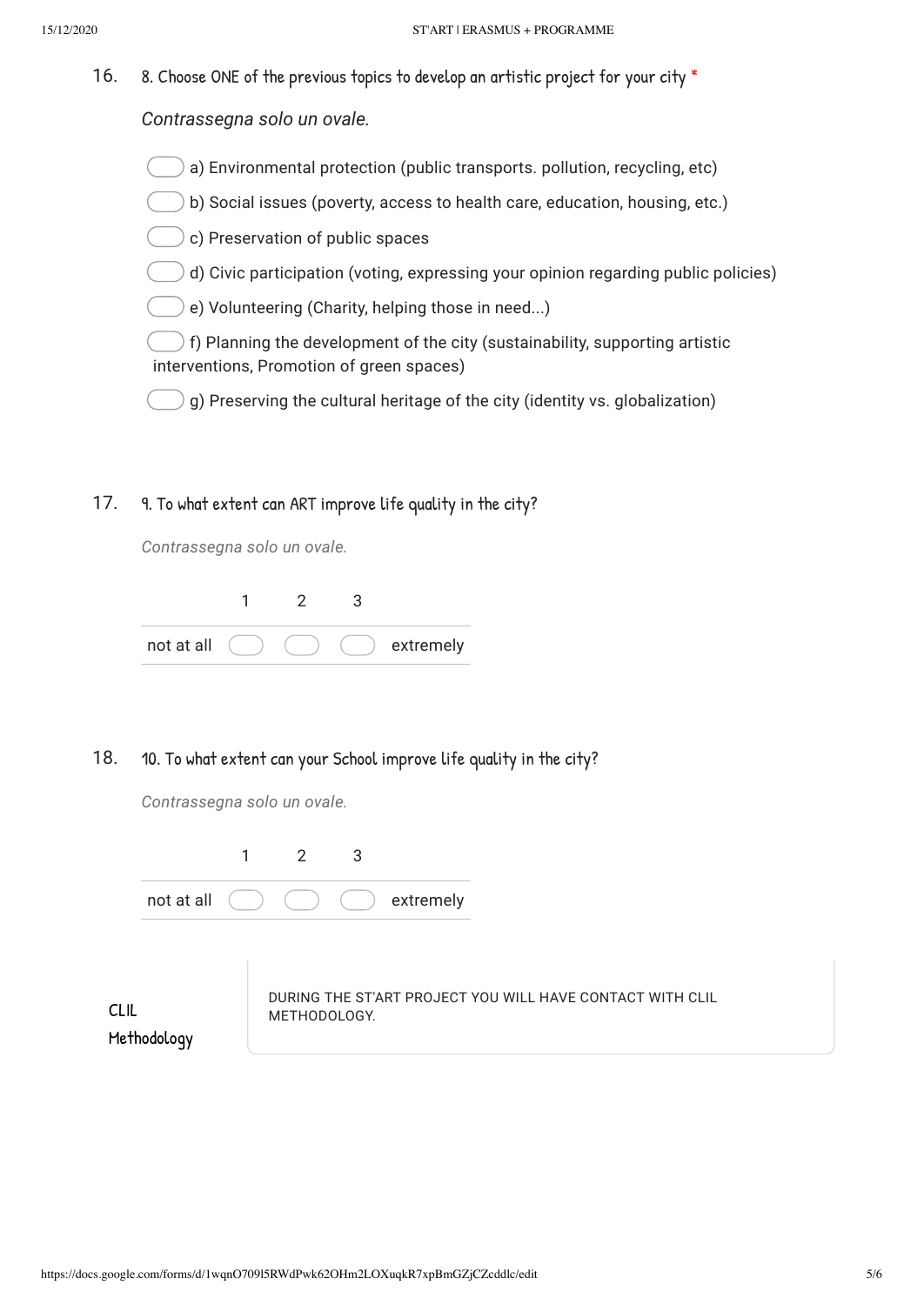16. 8. Choose ONE of the previous topics to develop an artistic project for your city *

*Contrassegna solo un ovale.*

- a) Environmental protection (public transports. pollution, recycling, etc)
- b) Social issues (poverty, access to health care, education, housing, etc.)
- c) Preservation of public spaces
- d) Civic participation (voting, expressing your opinion regarding public policies)
- e) Volunteering (Charity, helping those in need...)
- f) Planning the development of the city (sustainability, supporting artistic interventions, Promotion of green spaces)
- g) Preserving the cultural heritage of the city (identity vs. globalization)

17. 9. To what extent can ART improve life quality in the city?

*Contrassegna solo un ovale.*

| | 1 | 2 | 3 | |
|---|---|---|---|---|
| not at all | ◯ | ◯ | ◯ | extremely |

18. 10. To what extent can your School improve life quality in the city?

*Contrassegna solo un ovale.*

| | 1 | 2 | 3 | |
|---|---|---|---|---|
| not at all | ◯ | ◯ | ◯ | extremely |

## CLIL Methodology

DURING THE ST'ART PROJECT YOU WILL HAVE CONTACT WITH CLIL METHODOLOGY.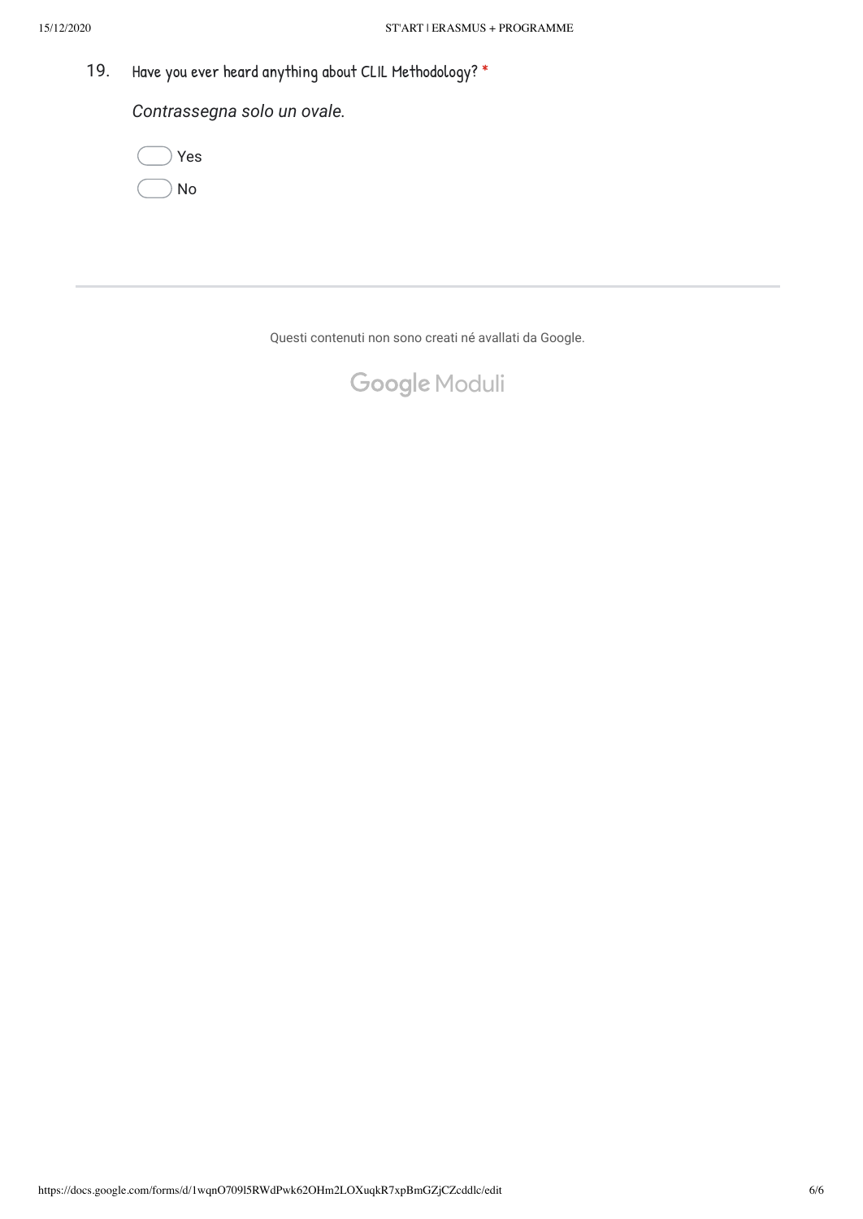19. Have you ever heard anything about CLIL Methodology? *

*Contrassegna solo un ovale.*

- Yes
- No

---

Questi contenuti non sono creati né avallati da Google.

Google Moduli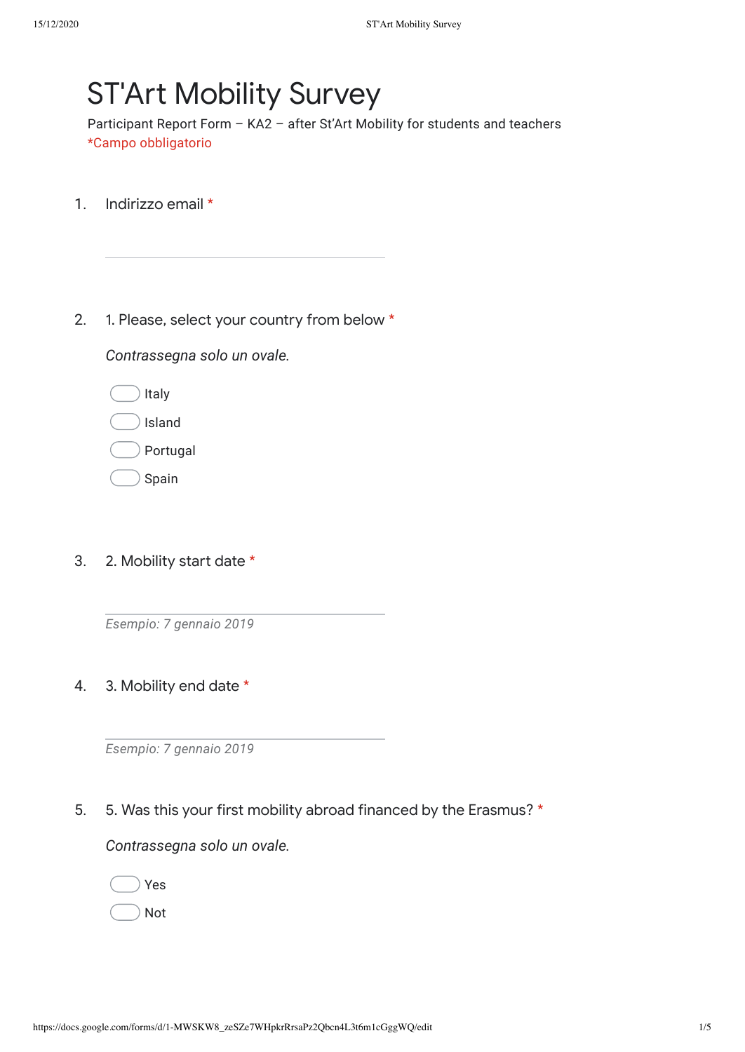# ST'Art Mobility Survey

Participant Report Form – KA2 – after St'Art Mobility for students and teachers

*Campo obbligatorio

1. Indirizzo email *

   _______________________

2. 1. Please, select your country from below *

   *Contrassegna solo un ovale.*

   - Italy
   - Island
   - Portugal
   - Spain

3. 2. Mobility start date *

   _______________________

   *Esempio: 7 gennaio 2019*

4. 3. Mobility end date *

   _______________________

   *Esempio: 7 gennaio 2019*

5. 5. Was this your first mobility abroad financed by the Erasmus? *

   *Contrassegna solo un ovale.*

   - Yes
   - Not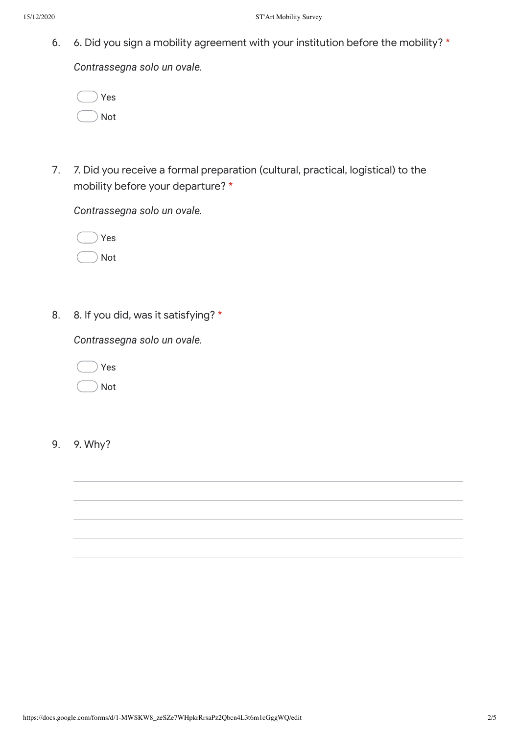6. 6. Did you sign a mobility agreement with your institution before the mobility? *

   *Contrassegna solo un ovale.*

   - Yes
   - Not

7. 7. Did you receive a formal preparation (cultural, practical, logistical) to the mobility before your departure? *

   *Contrassegna solo un ovale.*

   - Yes
   - Not

8. 8. If you did, was it satisfying? *

   *Contrassegna solo un ovale.*

   - Yes
   - Not

9. 9. Why?

   ______________________________________________

   ______________________________________________

   ______________________________________________

   ______________________________________________

   ______________________________________________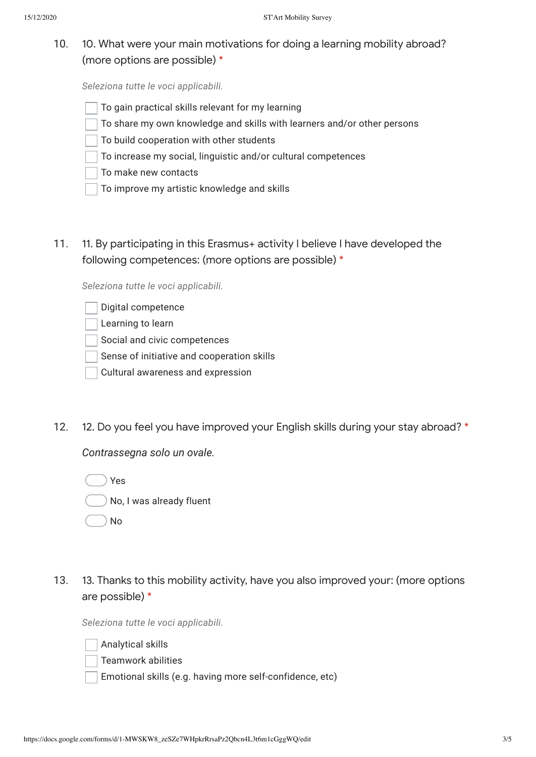10. 10. What were your main motivations for doing a learning mobility abroad? (more options are possible) *

*Seleziona tutte le voci applicabili.*

- [ ] To gain practical skills relevant for my learning
- [ ] To share my own knowledge and skills with learners and/or other persons
- [ ] To build cooperation with other students
- [ ] To increase my social, linguistic and/or cultural competences
- [ ] To make new contacts
- [ ] To improve my artistic knowledge and skills

11. 11. By participating in this Erasmus+ activity I believe I have developed the following competences: (more options are possible) *

*Seleziona tutte le voci applicabili.*

- [ ] Digital competence
- [ ] Learning to learn
- [ ] Social and civic competences
- [ ] Sense of initiative and cooperation skills
- [ ] Cultural awareness and expression

12. 12. Do you feel you have improved your English skills during your stay abroad? *

*Contrassegna solo un ovale.*

- ( ) Yes
- ( ) No, I was already fluent
- ( ) No

13. 13. Thanks to this mobility activity, have you also improved your: (more options are possible) *

*Seleziona tutte le voci applicabili.*

- [ ] Analytical skills
- [ ] Teamwork abilities
- [ ] Emotional skills (e.g. having more self-confidence, etc)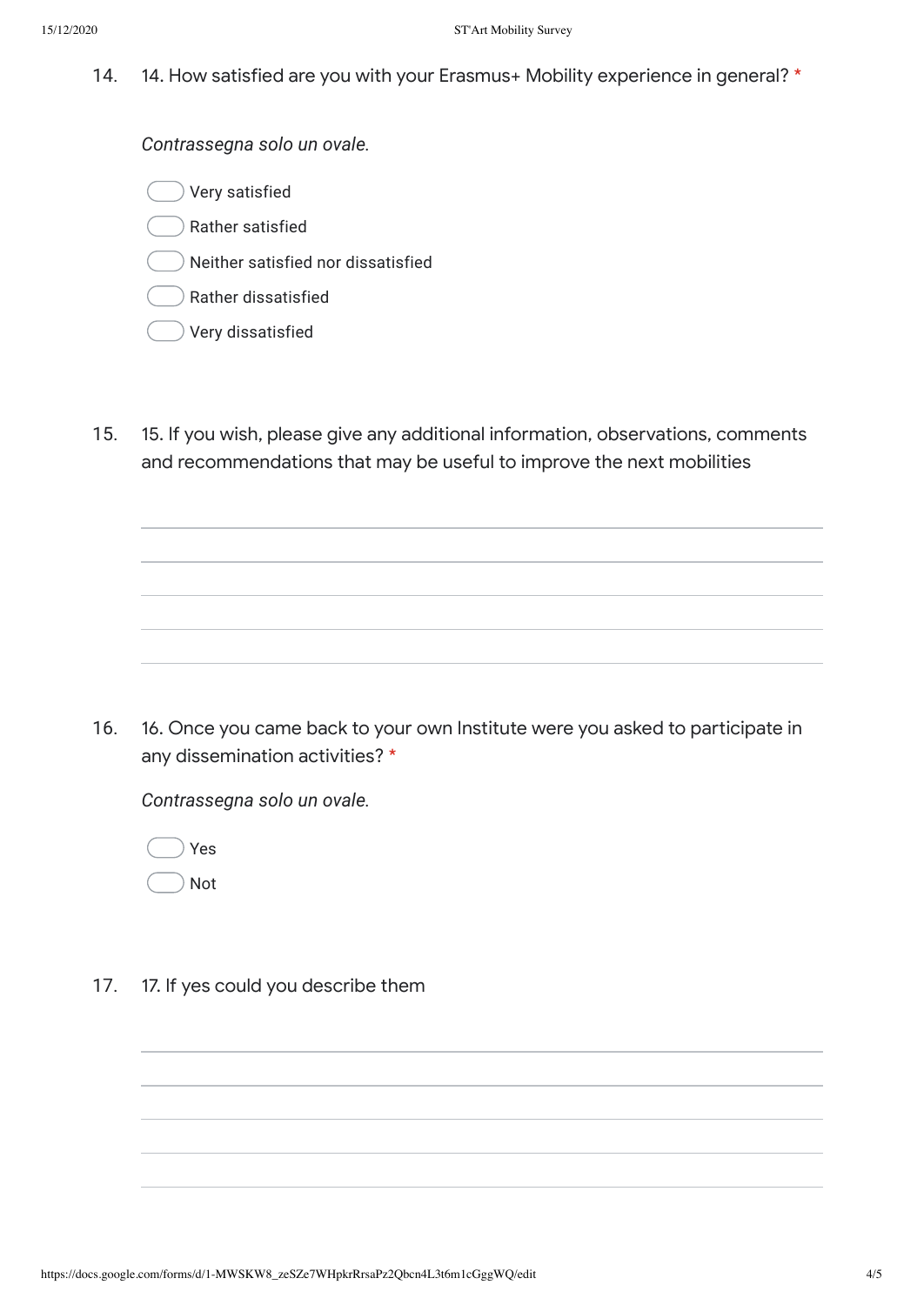14. 14. How satisfied are you with your Erasmus+ Mobility experience in general? *

*Contrassegna solo un ovale.*

- Very satisfied
- Rather satisfied
- Neither satisfied nor dissatisfied
- Rather dissatisfied
- Very dissatisfied

15. 15. If you wish, please give any additional information, observations, comments and recommendations that may be useful to improve the next mobilities

_______________________________________________

_______________________________________________

_______________________________________________

_______________________________________________

16. 16. Once you came back to your own Institute were you asked to participate in any dissemination activities? *

*Contrassegna solo un ovale.*

- Yes
- Not

17. 17. If yes could you describe them

_______________________________________________

_______________________________________________

_______________________________________________

_______________________________________________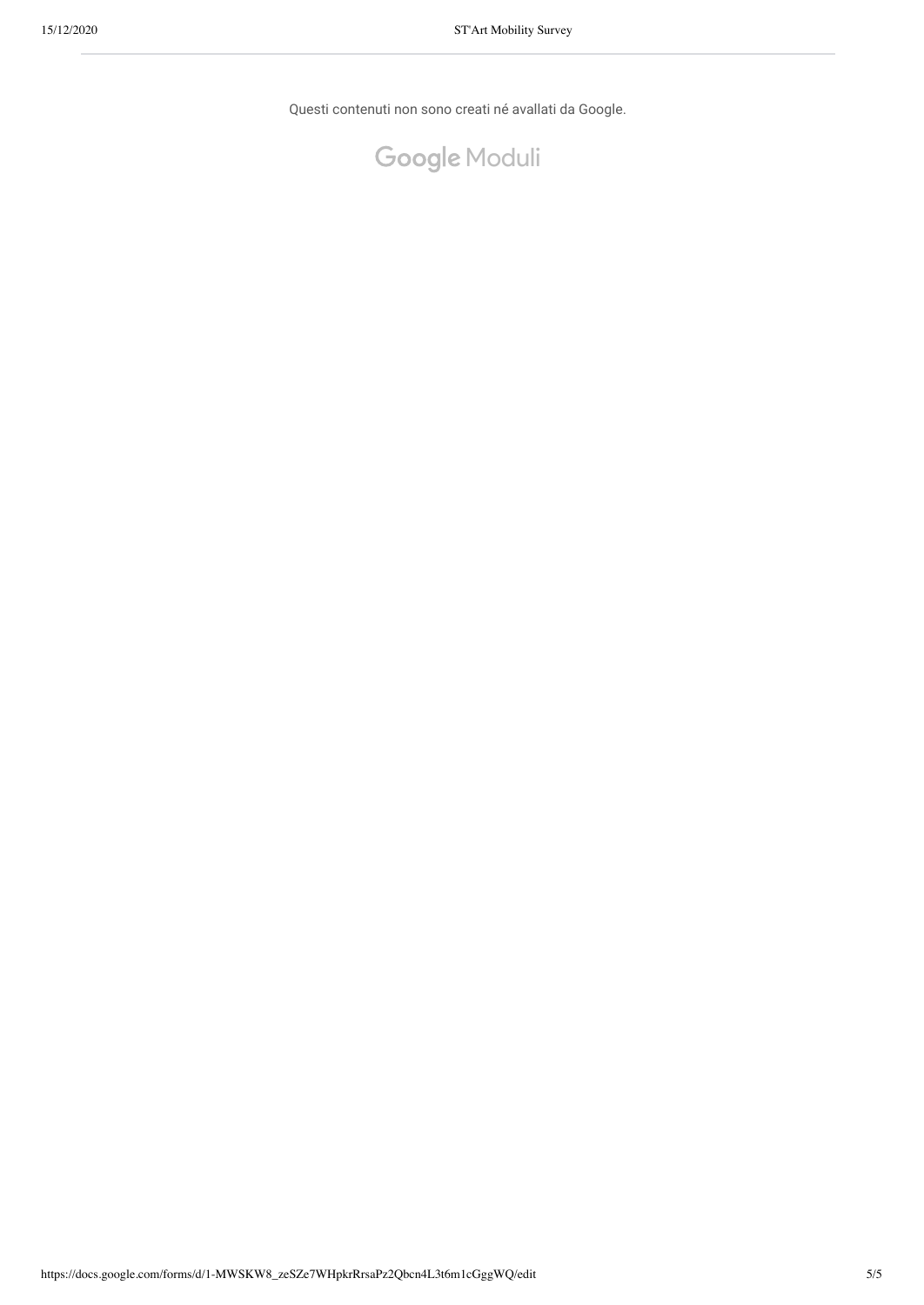Questi contenuti non sono creati né avallati da Google.

Google Moduli